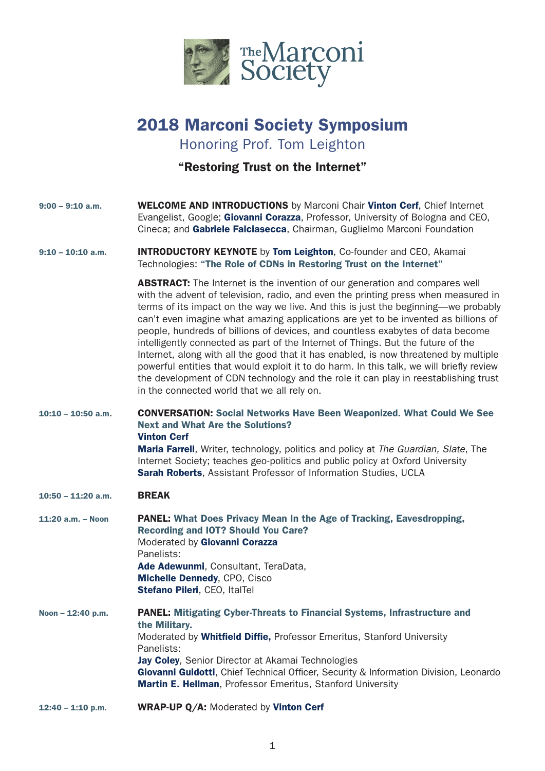The Marconi Society

# 2018 Marconi Society Symposium

## Honoring Prof. Tom Leighton

### "Restoring Trust on the Internet"

**9:00 – 9:10 a.m.**

**WELCOME AND INTRODUCTIONS** by Marconi Chair **Vinton Cerf**, Chief Internet Evangelist, Google; **Giovanni Corazza**, Professor, University of Bologna and CEO, Cineca; and **Gabriele Falciasecca**, Chairman, Guglielmo Marconi Foundation

**9:10 – 10:10 a.m.**

**INTRODUCTORY KEYNOTE** by **Tom Leighton**, Co-founder and CEO, Akamai Technologies: **"The Role of CDNs in Restoring Trust on the Internet"**

**ABSTRACT:** The Internet is the invention of our generation and compares well with the advent of television, radio, and even the printing press when measured in terms of its impact on the way we live. And this is just the beginning—we probably can't even imagine what amazing applications are yet to be invented as billions of people, hundreds of billions of devices, and countless exabytes of data become intelligently connected as part of the Internet of Things. But the future of the Internet, along with all the good that it has enabled, is now threatened by multiple powerful entities that would exploit it to do harm. In this talk, we will briefly review the development of CDN technology and the role it can play in reestablishing trust in the connected world that we all rely on.

**10:10 – 10:50 a.m.**

**CONVERSATION: Social Networks Have Been Weaponized. What Could We See Next and What Are the Solutions?**
**Vinton Cerf**
**Maria Farrell**, Writer, technology, politics and policy at *The Guardian, Slate*, The Internet Society; teaches geo-politics and public policy at Oxford University
**Sarah Roberts**, Assistant Professor of Information Studies, UCLA

**10:50 – 11:20 a.m.**

**BREAK**

**11:20 a.m. – Noon**

**PANEL: What Does Privacy Mean In the Age of Tracking, Eavesdropping, Recording and IOT? Should You Care?**
Moderated by **Giovanni Corazza**
Panelists:
**Ade Adewunmi**, Consultant, TeraData,
**Michelle Dennedy**, CPO, Cisco
**Stefano Pileri**, CEO, ItalTel

**Noon – 12:40 p.m.**

**PANEL: Mitigating Cyber-Threats to Financial Systems, Infrastructure and the Military.**
Moderated by **Whitfield Diffie,** Professor Emeritus, Stanford University
Panelists:
**Jay Coley**, Senior Director at Akamai Technologies
**Giovanni Guidotti**, Chief Technical Officer, Security & Information Division, Leonardo
**Martin E. Hellman**, Professor Emeritus, Stanford University

**12:40 – 1:10 p.m.**

**WRAP-UP Q/A:** Moderated by **Vinton Cerf**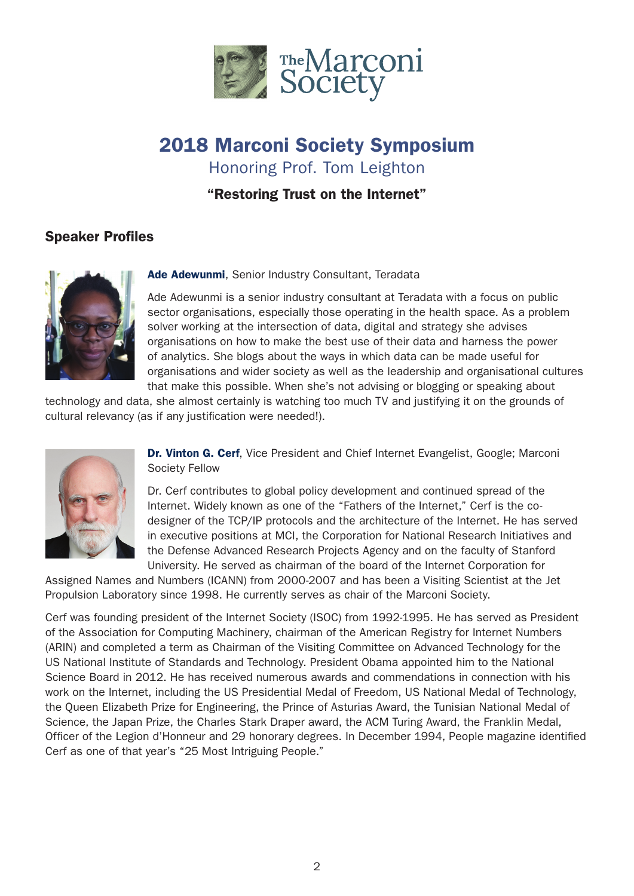# 2018 Marconi Society Symposium

## Honoring Prof. Tom Leighton

### "Restoring Trust on the Internet"

## Speaker Profiles

**Ade Adewunmi**, Senior Industry Consultant, Teradata

Ade Adewunmi is a senior industry consultant at Teradata with a focus on public sector organisations, especially those operating in the health space. As a problem solver working at the intersection of data, digital and strategy she advises organisations on how to make the best use of their data and harness the power of analytics. She blogs about the ways in which data can be made useful for organisations and wider society as well as the leadership and organisational cultures that make this possible. When she's not advising or blogging or speaking about technology and data, she almost certainly is watching too much TV and justifying it on the grounds of cultural relevancy (as if any justification were needed!).

**Dr. Vinton G. Cerf**, Vice President and Chief Internet Evangelist, Google; Marconi Society Fellow

Dr. Cerf contributes to global policy development and continued spread of the Internet. Widely known as one of the "Fathers of the Internet," Cerf is the co-designer of the TCP/IP protocols and the architecture of the Internet. He has served in executive positions at MCI, the Corporation for National Research Initiatives and the Defense Advanced Research Projects Agency and on the faculty of Stanford University. He served as chairman of the board of the Internet Corporation for Assigned Names and Numbers (ICANN) from 2000-2007 and has been a Visiting Scientist at the Jet Propulsion Laboratory since 1998. He currently serves as chair of the Marconi Society.

Cerf was founding president of the Internet Society (ISOC) from 1992-1995. He has served as President of the Association for Computing Machinery, chairman of the American Registry for Internet Numbers (ARIN) and completed a term as Chairman of the Visiting Committee on Advanced Technology for the US National Institute of Standards and Technology. President Obama appointed him to the National Science Board in 2012. He has received numerous awards and commendations in connection with his work on the Internet, including the US Presidential Medal of Freedom, US National Medal of Technology, the Queen Elizabeth Prize for Engineering, the Prince of Asturias Award, the Tunisian National Medal of Science, the Japan Prize, the Charles Stark Draper award, the ACM Turing Award, the Franklin Medal, Officer of the Legion d'Honneur and 29 honorary degrees. In December 1994, People magazine identified Cerf as one of that year's "25 Most Intriguing People."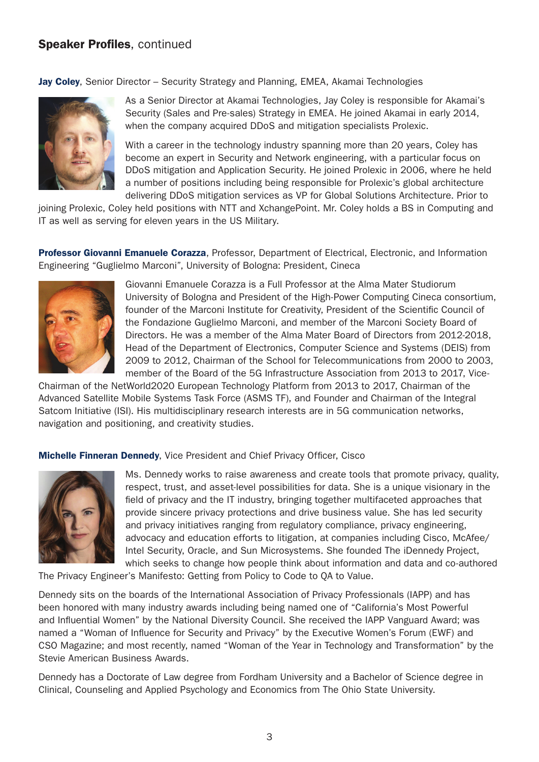## **Speaker Profiles**, continued

**Jay Coley**, Senior Director – Security Strategy and Planning, EMEA, Akamai Technologies

As a Senior Director at Akamai Technologies, Jay Coley is responsible for Akamai's Security (Sales and Pre-sales) Strategy in EMEA. He joined Akamai in early 2014, when the company acquired DDoS and mitigation specialists Prolexic.

With a career in the technology industry spanning more than 20 years, Coley has become an expert in Security and Network engineering, with a particular focus on DDoS mitigation and Application Security. He joined Prolexic in 2006, where he held a number of positions including being responsible for Prolexic's global architecture delivering DDoS mitigation services as VP for Global Solutions Architecture. Prior to joining Prolexic, Coley held positions with NTT and XchangePoint. Mr. Coley holds a BS in Computing and IT as well as serving for eleven years in the US Military.

**Professor Giovanni Emanuele Corazza**, Professor, Department of Electrical, Electronic, and Information Engineering "Guglielmo Marconi", University of Bologna: President, Cineca

Giovanni Emanuele Corazza is a Full Professor at the Alma Mater Studiorum University of Bologna and President of the High-Power Computing Cineca consortium, founder of the Marconi Institute for Creativity, President of the Scientific Council of the Fondazione Guglielmo Marconi, and member of the Marconi Society Board of Directors. He was a member of the Alma Mater Board of Directors from 2012-2018, Head of the Department of Electronics, Computer Science and Systems (DEIS) from 2009 to 2012, Chairman of the School for Telecommunications from 2000 to 2003, member of the Board of the 5G Infrastructure Association from 2013 to 2017, Vice-Chairman of the NetWorld2020 European Technology Platform from 2013 to 2017, Chairman of the Advanced Satellite Mobile Systems Task Force (ASMS TF), and Founder and Chairman of the Integral Satcom Initiative (ISI). His multidisciplinary research interests are in 5G communication networks, navigation and positioning, and creativity studies.

**Michelle Finneran Dennedy**, Vice President and Chief Privacy Officer, Cisco

Ms. Dennedy works to raise awareness and create tools that promote privacy, quality, respect, trust, and asset-level possibilities for data. She is a unique visionary in the field of privacy and the IT industry, bringing together multifaceted approaches that provide sincere privacy protections and drive business value. She has led security and privacy initiatives ranging from regulatory compliance, privacy engineering, advocacy and education efforts to litigation, at companies including Cisco, McAfee/Intel Security, Oracle, and Sun Microsystems. She founded The iDennedy Project, which seeks to change how people think about information and data and co-authored The Privacy Engineer's Manifesto: Getting from Policy to Code to QA to Value.

Dennedy sits on the boards of the International Association of Privacy Professionals (IAPP) and has been honored with many industry awards including being named one of "California's Most Powerful and Influential Women" by the National Diversity Council. She received the IAPP Vanguard Award; was named a "Woman of Influence for Security and Privacy" by the Executive Women's Forum (EWF) and CSO Magazine; and most recently, named "Woman of the Year in Technology and Transformation" by the Stevie American Business Awards.

Dennedy has a Doctorate of Law degree from Fordham University and a Bachelor of Science degree in Clinical, Counseling and Applied Psychology and Economics from The Ohio State University.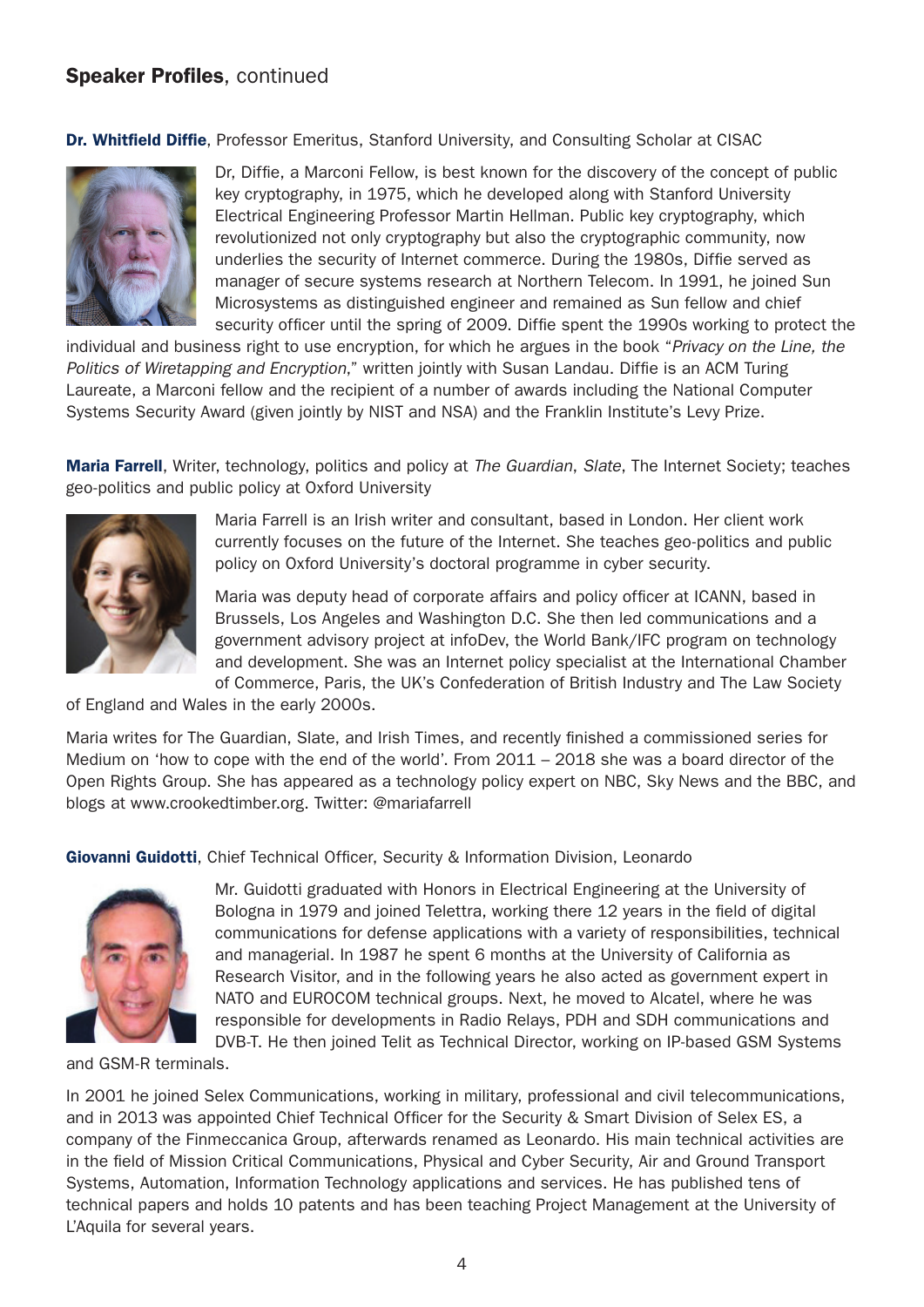## **Speaker Profiles**, continued

**Dr. Whitfield Diffie**, Professor Emeritus, Stanford University, and Consulting Scholar at CISAC

Dr, Diffie, a Marconi Fellow, is best known for the discovery of the concept of public key cryptography, in 1975, which he developed along with Stanford University Electrical Engineering Professor Martin Hellman. Public key cryptography, which revolutionized not only cryptography but also the cryptographic community, now underlies the security of Internet commerce. During the 1980s, Diffie served as manager of secure systems research at Northern Telecom. In 1991, he joined Sun Microsystems as distinguished engineer and remained as Sun fellow and chief security officer until the spring of 2009. Diffie spent the 1990s working to protect the individual and business right to use encryption, for which he argues in the book "*Privacy on the Line, the Politics of Wiretapping and Encryption*," written jointly with Susan Landau. Diffie is an ACM Turing Laureate, a Marconi fellow and the recipient of a number of awards including the National Computer Systems Security Award (given jointly by NIST and NSA) and the Franklin Institute's Levy Prize.

**Maria Farrell**, Writer, technology, politics and policy at *The Guardian*, *Slate*, The Internet Society; teaches geo-politics and public policy at Oxford University

Maria Farrell is an Irish writer and consultant, based in London. Her client work currently focuses on the future of the Internet. She teaches geo-politics and public policy on Oxford University's doctoral programme in cyber security.

Maria was deputy head of corporate affairs and policy officer at ICANN, based in Brussels, Los Angeles and Washington D.C. She then led communications and a government advisory project at infoDev, the World Bank/IFC program on technology and development. She was an Internet policy specialist at the International Chamber of Commerce, Paris, the UK's Confederation of British Industry and The Law Society of England and Wales in the early 2000s.

Maria writes for The Guardian, Slate, and Irish Times, and recently finished a commissioned series for Medium on 'how to cope with the end of the world'. From 2011 – 2018 she was a board director of the Open Rights Group. She has appeared as a technology policy expert on NBC, Sky News and the BBC, and blogs at www.crookedtimber.org. Twitter: @mariafarrell

**Giovanni Guidotti**, Chief Technical Officer, Security & Information Division, Leonardo

Mr. Guidotti graduated with Honors in Electrical Engineering at the University of Bologna in 1979 and joined Telettra, working there 12 years in the field of digital communications for defense applications with a variety of responsibilities, technical and managerial. In 1987 he spent 6 months at the University of California as Research Visitor, and in the following years he also acted as government expert in NATO and EUROCOM technical groups. Next, he moved to Alcatel, where he was responsible for developments in Radio Relays, PDH and SDH communications and DVB-T. He then joined Telit as Technical Director, working on IP-based GSM Systems and GSM-R terminals.

In 2001 he joined Selex Communications, working in military, professional and civil telecommunications, and in 2013 was appointed Chief Technical Officer for the Security & Smart Division of Selex ES, a company of the Finmeccanica Group, afterwards renamed as Leonardo. His main technical activities are in the field of Mission Critical Communications, Physical and Cyber Security, Air and Ground Transport Systems, Automation, Information Technology applications and services. He has published tens of technical papers and holds 10 patents and has been teaching Project Management at the University of L'Aquila for several years.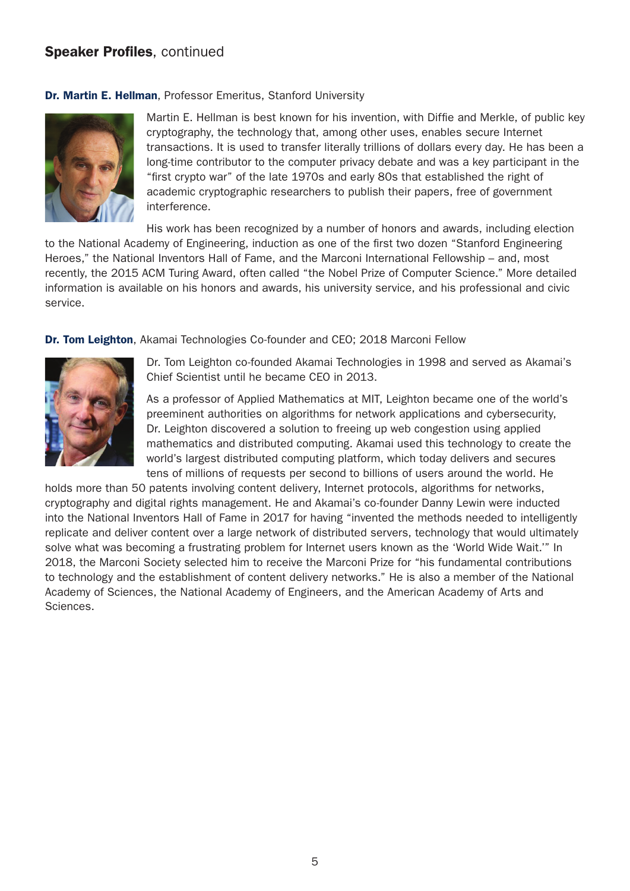## **Speaker Profiles**, continued

**Dr. Martin E. Hellman**, Professor Emeritus, Stanford University

Martin E. Hellman is best known for his invention, with Diffie and Merkle, of public key cryptography, the technology that, among other uses, enables secure Internet transactions. It is used to transfer literally trillions of dollars every day. He has been a long-time contributor to the computer privacy debate and was a key participant in the "first crypto war" of the late 1970s and early 80s that established the right of academic cryptographic researchers to publish their papers, free of government interference.

His work has been recognized by a number of honors and awards, including election to the National Academy of Engineering, induction as one of the first two dozen "Stanford Engineering Heroes," the National Inventors Hall of Fame, and the Marconi International Fellowship – and, most recently, the 2015 ACM Turing Award, often called "the Nobel Prize of Computer Science." More detailed information is available on his honors and awards, his university service, and his professional and civic service.

**Dr. Tom Leighton**, Akamai Technologies Co-founder and CEO; 2018 Marconi Fellow

Dr. Tom Leighton co-founded Akamai Technologies in 1998 and served as Akamai's Chief Scientist until he became CEO in 2013.

As a professor of Applied Mathematics at MIT, Leighton became one of the world's preeminent authorities on algorithms for network applications and cybersecurity, Dr. Leighton discovered a solution to freeing up web congestion using applied mathematics and distributed computing. Akamai used this technology to create the world's largest distributed computing platform, which today delivers and secures tens of millions of requests per second to billions of users around the world. He holds more than 50 patents involving content delivery, Internet protocols, algorithms for networks, cryptography and digital rights management. He and Akamai's co-founder Danny Lewin were inducted into the National Inventors Hall of Fame in 2017 for having "invented the methods needed to intelligently replicate and deliver content over a large network of distributed servers, technology that would ultimately solve what was becoming a frustrating problem for Internet users known as the 'World Wide Wait.'" In 2018, the Marconi Society selected him to receive the Marconi Prize for "his fundamental contributions to technology and the establishment of content delivery networks." He is also a member of the National Academy of Sciences, the National Academy of Engineers, and the American Academy of Arts and Sciences.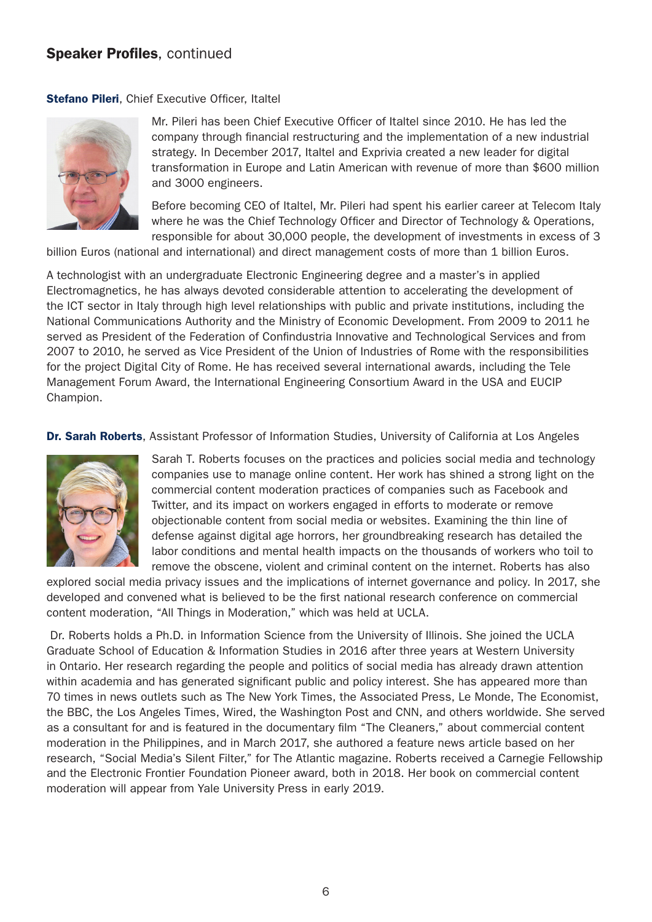## **Speaker Profiles**, continued

**Stefano Pileri**, Chief Executive Officer, Italtel

Mr. Pileri has been Chief Executive Officer of Italtel since 2010. He has led the company through financial restructuring and the implementation of a new industrial strategy. In December 2017, Italtel and Exprivia created a new leader for digital transformation in Europe and Latin American with revenue of more than $600 million and 3000 engineers.

Before becoming CEO of Italtel, Mr. Pileri had spent his earlier career at Telecom Italy where he was the Chief Technology Officer and Director of Technology & Operations, responsible for about 30,000 people, the development of investments in excess of 3 billion Euros (national and international) and direct management costs of more than 1 billion Euros.

A technologist with an undergraduate Electronic Engineering degree and a master's in applied Electromagnetics, he has always devoted considerable attention to accelerating the development of the ICT sector in Italy through high level relationships with public and private institutions, including the National Communications Authority and the Ministry of Economic Development. From 2009 to 2011 he served as President of the Federation of Confindustria Innovative and Technological Services and from 2007 to 2010, he served as Vice President of the Union of Industries of Rome with the responsibilities for the project Digital City of Rome. He has received several international awards, including the Tele Management Forum Award, the International Engineering Consortium Award in the USA and EUCIP Champion.

**Dr. Sarah Roberts**, Assistant Professor of Information Studies, University of California at Los Angeles

Sarah T. Roberts focuses on the practices and policies social media and technology companies use to manage online content. Her work has shined a strong light on the commercial content moderation practices of companies such as Facebook and Twitter, and its impact on workers engaged in efforts to moderate or remove objectionable content from social media or websites. Examining the thin line of defense against digital age horrors, her groundbreaking research has detailed the labor conditions and mental health impacts on the thousands of workers who toil to remove the obscene, violent and criminal content on the internet. Roberts has also explored social media privacy issues and the implications of internet governance and policy. In 2017, she developed and convened what is believed to be the first national research conference on commercial content moderation, "All Things in Moderation," which was held at UCLA.

Dr. Roberts holds a Ph.D. in Information Science from the University of Illinois. She joined the UCLA Graduate School of Education & Information Studies in 2016 after three years at Western University in Ontario. Her research regarding the people and politics of social media has already drawn attention within academia and has generated significant public and policy interest. She has appeared more than 70 times in news outlets such as The New York Times, the Associated Press, Le Monde, The Economist, the BBC, the Los Angeles Times, Wired, the Washington Post and CNN, and others worldwide. She served as a consultant for and is featured in the documentary film "The Cleaners," about commercial content moderation in the Philippines, and in March 2017, she authored a feature news article based on her research, "Social Media's Silent Filter," for The Atlantic magazine. Roberts received a Carnegie Fellowship and the Electronic Frontier Foundation Pioneer award, both in 2018. Her book on commercial content moderation will appear from Yale University Press in early 2019.